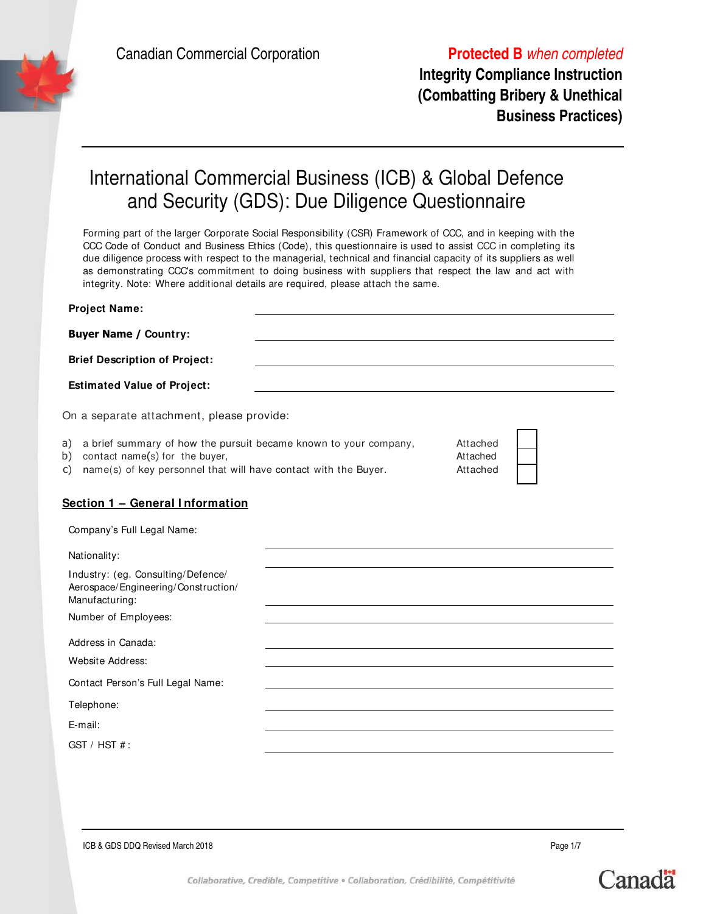Canadian Commercial Corporation

**Protected B** *when completed*

**Integrity Compliance Instruction (Combatting Bribery & Unethical Business Practices)**

# International Commercial Business (ICB) & Global Defence and Security (GDS): Due Diligence Questionnaire

Forming part of the larger Corporate Social Responsibility (CSR) Framework of CCC, and in keeping with the CCC Code of Conduct and Business Ethics (Code), this questionnaire is used to assist CCC in completing its due diligence process with respect to the managerial, technical and financial capacity of its suppliers as well as demonstrating CCC's commitment to doing business with suppliers that respect the law and act with integrity. Note: Where additional details are required, please attach the same.

**Project Name:** ______________________________

**Buyer Name / Country:** ______________________________

**Brief Description of Project:** ______________________________

**Estimated Value of Project:** ______________________________

On a separate attachment, please provide:

a) a brief summary of how the pursuit became known to your company, — Attached ☐
b) contact name(s) for the buyer, — Attached ☐
c) name(s) of key personnel that will have contact with the Buyer. — Attached ☐

## Section 1 – General Information

Company's Full Legal Name: ______________________________

Nationality: ______________________________

Industry: (eg. Consulting/Defence/ Aerospace/Engineering/Construction/ Manufacturing: ______________________________

Number of Employees: ______________________________

Address in Canada: ______________________________

Website Address: ______________________________

Contact Person's Full Legal Name: ______________________________

Telephone: ______________________________

E-mail: ______________________________

GST / HST #: ______________________________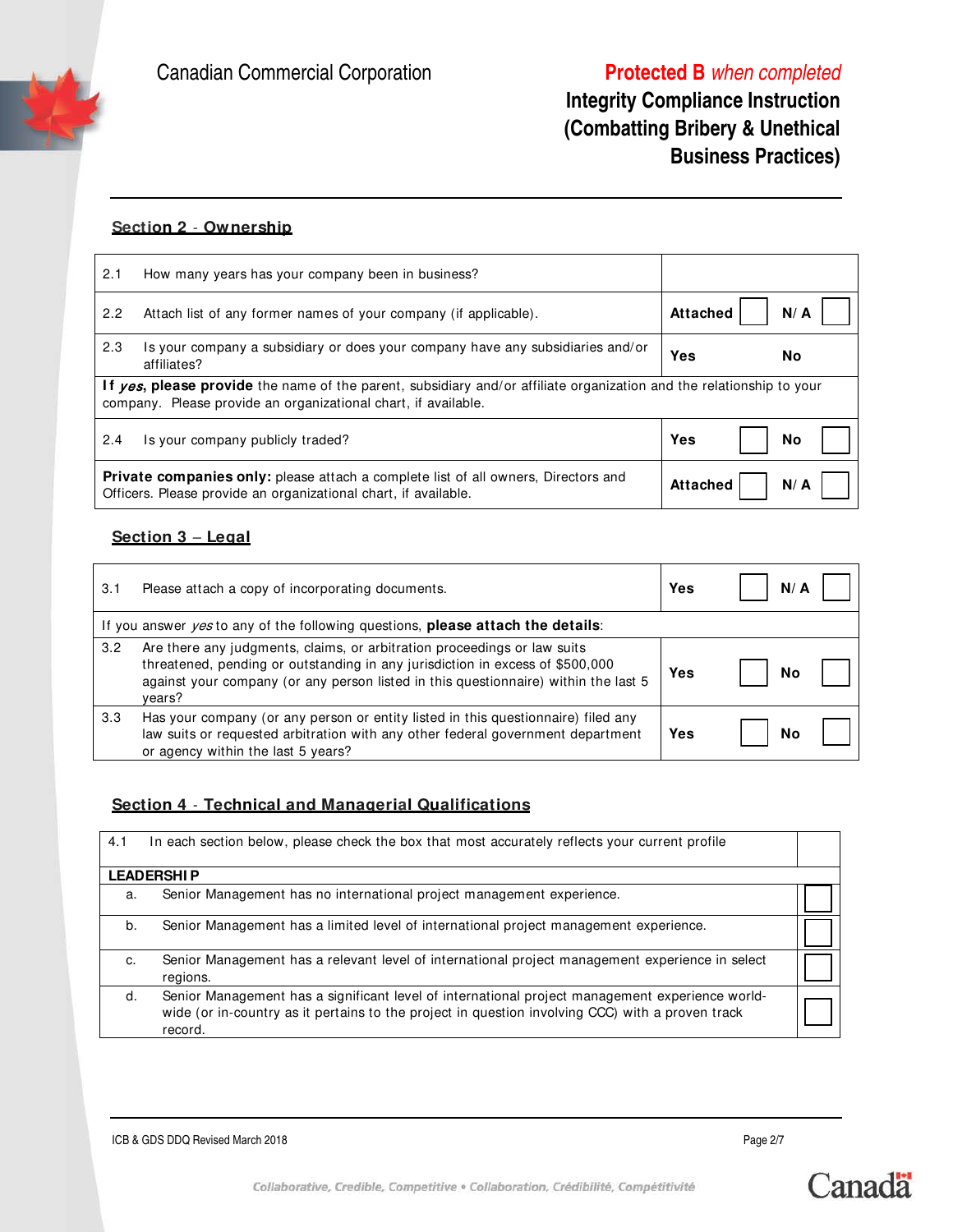## Section 2 - Ownership

| | |
|---|---|
| 2.1 How many years has your company been in business? | |
| 2.2 Attach list of any former names of your company (if applicable). | **Attached** ☐ **N/A** ☐ |
| 2.3 Is your company a subsidiary or does your company have any subsidiaries and/or affiliates? | **Yes** **No** |
| **If** ***yes*****, please provide** the name of the parent, subsidiary and/or affiliate organization and the relationship to your company. Please provide an organizational chart, if available. | |
| 2.4 Is your company publicly traded? | **Yes** ☐ **No** ☐ |
| **Private companies only:** please attach a complete list of all owners, Directors and Officers. Please provide an organizational chart, if available. | **Attached** ☐ **N/A** ☐ |

## Section 3 – Legal

| | |
|---|---|
| 3.1 Please attach a copy of incorporating documents. | **Yes** ☐ **N/A** ☐ |
| If you answer *yes* to any of the following questions, **please attach the details**: | |
| 3.2 Are there any judgments, claims, or arbitration proceedings or law suits threatened, pending or outstanding in any jurisdiction in excess of $500,000 against your company (or any person listed in this questionnaire) within the last 5 years? | **Yes** ☐ **No** ☐ |
| 3.3 Has your company (or any person or entity listed in this questionnaire) filed any law suits or requested arbitration with any other federal government department or agency within the last 5 years? | **Yes** ☐ **No** ☐ |

## Section 4 - Technical and Managerial Qualifications

| | | |
|---|---|---|
| 4.1 | In each section below, please check the box that most accurately reflects your current profile | |
| **LEADERSHIP** | | |
| a. | Senior Management has no international project management experience. | ☐ |
| b. | Senior Management has a limited level of international project management experience. | ☐ |
| c. | Senior Management has a relevant level of international project management experience in select regions. | ☐ |
| d. | Senior Management has a significant level of international project management experience world-wide (or in-country as it pertains to the project in question involving CCC) with a proven track record. | ☐ |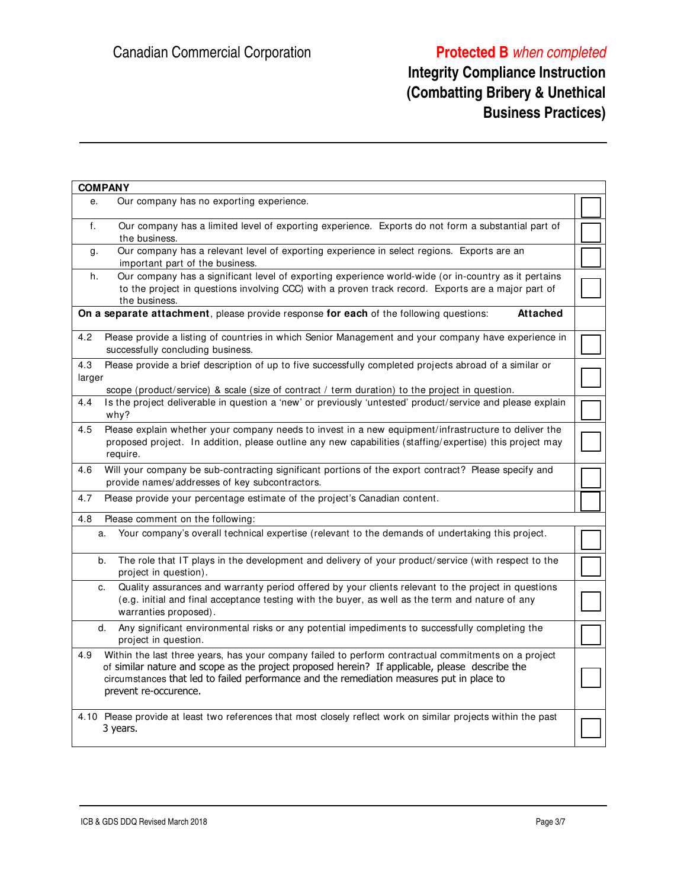| COMPANY | |
|---|---|
| e. Our company has no exporting experience. | ☐ |
| f. Our company has a limited level of exporting experience. Exports do not form a substantial part of the business. | ☐ |
| g. Our company has a relevant level of exporting experience in select regions. Exports are an important part of the business. | ☐ |
| h. Our company has a significant level of exporting experience world-wide (or in-country as it pertains to the project in questions involving CCC) with a proven track record. Exports are a major part of the business. | ☐ |
| **On a separate attachment**, please provide response **for each** of the following questions: **Attached** | |
| 4.2 Please provide a listing of countries in which Senior Management and your company have experience in successfully concluding business. | ☐ |
| 4.3 Please provide a brief description of up to five successfully completed projects abroad of a similar or larger scope (product/service) & scale (size of contract / term duration) to the project in question. | ☐ |
| 4.4 Is the project deliverable in question a 'new' or previously 'untested' product/service and please explain why? | ☐ |
| 4.5 Please explain whether your company needs to invest in a new equipment/infrastructure to deliver the proposed project. In addition, please outline any new capabilities (staffing/expertise) this project may require. | ☐ |
| 4.6 Will your company be sub-contracting significant portions of the export contract? Please specify and provide names/addresses of key subcontractors. | ☐ |
| 4.7 Please provide your percentage estimate of the project's Canadian content. | ☐ |
| 4.8 Please comment on the following: | |
| a. Your company's overall technical expertise (relevant to the demands of undertaking this project. | ☐ |
| b. The role that IT plays in the development and delivery of your product/service (with respect to the project in question). | ☐ |
| c. Quality assurances and warranty period offered by your clients relevant to the project in questions (e.g. initial and final acceptance testing with the buyer, as well as the term and nature of any warranties proposed). | ☐ |
| d. Any significant environmental risks or any potential impediments to successfully completing the project in question. | ☐ |
| 4.9 Within the last three years, has your company failed to perform contractual commitments on a project of similar nature and scope as the project proposed herein? If applicable, please describe the circumstances that led to failed performance and the remediation measures put in place to prevent re-occurence. | ☐ |
| 4.10 Please provide at least two references that most closely reflect work on similar projects within the past 3 years. | ☐ |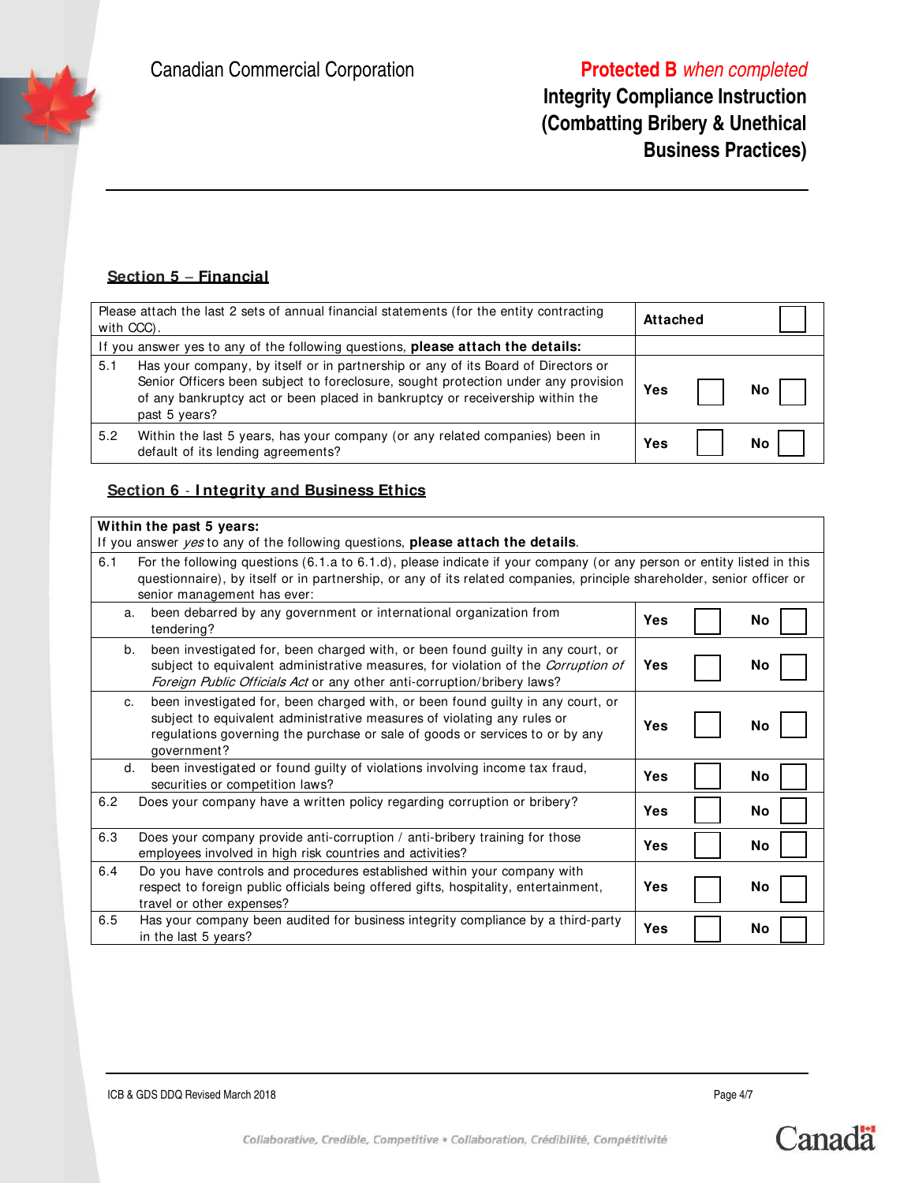## Section 5 – Financial

| | | |
|---|---|---|
| Please attach the last 2 sets of annual financial statements (for the entity contracting with CCC). | **Attached** ☐ | |
| If you answer yes to any of the following questions, **please attach the details:** | | |
| 5.1 Has your company, by itself or in partnership or any of its Board of Directors or Senior Officers been subject to foreclosure, sought protection under any provision of any bankruptcy act or been placed in bankruptcy or receivership within the past 5 years? | **Yes** ☐ | **No** ☐ |
| 5.2 Within the last 5 years, has your company (or any related companies) been in default of its lending agreements? | **Yes** ☐ | **No** ☐ |

## Section 6 - Integrity and Business Ethics

| | | |
|---|---|---|
| **Within the past 5 years:**<br>If you answer *yes* to any of the following questions, **please attach the details**. | | |
| 6.1 For the following questions (6.1.a to 6.1.d), please indicate if your company (or any person or entity listed in this questionnaire), by itself or in partnership, or any of its related companies, principle shareholder, senior officer or senior management has ever: | | |
| a. been debarred by any government or international organization from tendering? | **Yes** ☐ | **No** ☐ |
| b. been investigated for, been charged with, or been found guilty in any court, or subject to equivalent administrative measures, for violation of the *Corruption of Foreign Public Officials Act* or any other anti-corruption/bribery laws? | **Yes** ☐ | **No** ☐ |
| c. been investigated for, been charged with, or been found guilty in any court, or subject to equivalent administrative measures of violating any rules or regulations governing the purchase or sale of goods or services to or by any government? | **Yes** ☐ | **No** ☐ |
| d. been investigated or found guilty of violations involving income tax fraud, securities or competition laws? | **Yes** ☐ | **No** ☐ |
| 6.2 Does your company have a written policy regarding corruption or bribery? | **Yes** ☐ | **No** ☐ |
| 6.3 Does your company provide anti-corruption / anti-bribery training for those employees involved in high risk countries and activities? | **Yes** ☐ | **No** ☐ |
| 6.4 Do you have controls and procedures established within your company with respect to foreign public officials being offered gifts, hospitality, entertainment, travel or other expenses? | **Yes** ☐ | **No** ☐ |
| 6.5 Has your company been audited for business integrity compliance by a third-party in the last 5 years? | **Yes** ☐ | **No** ☐ |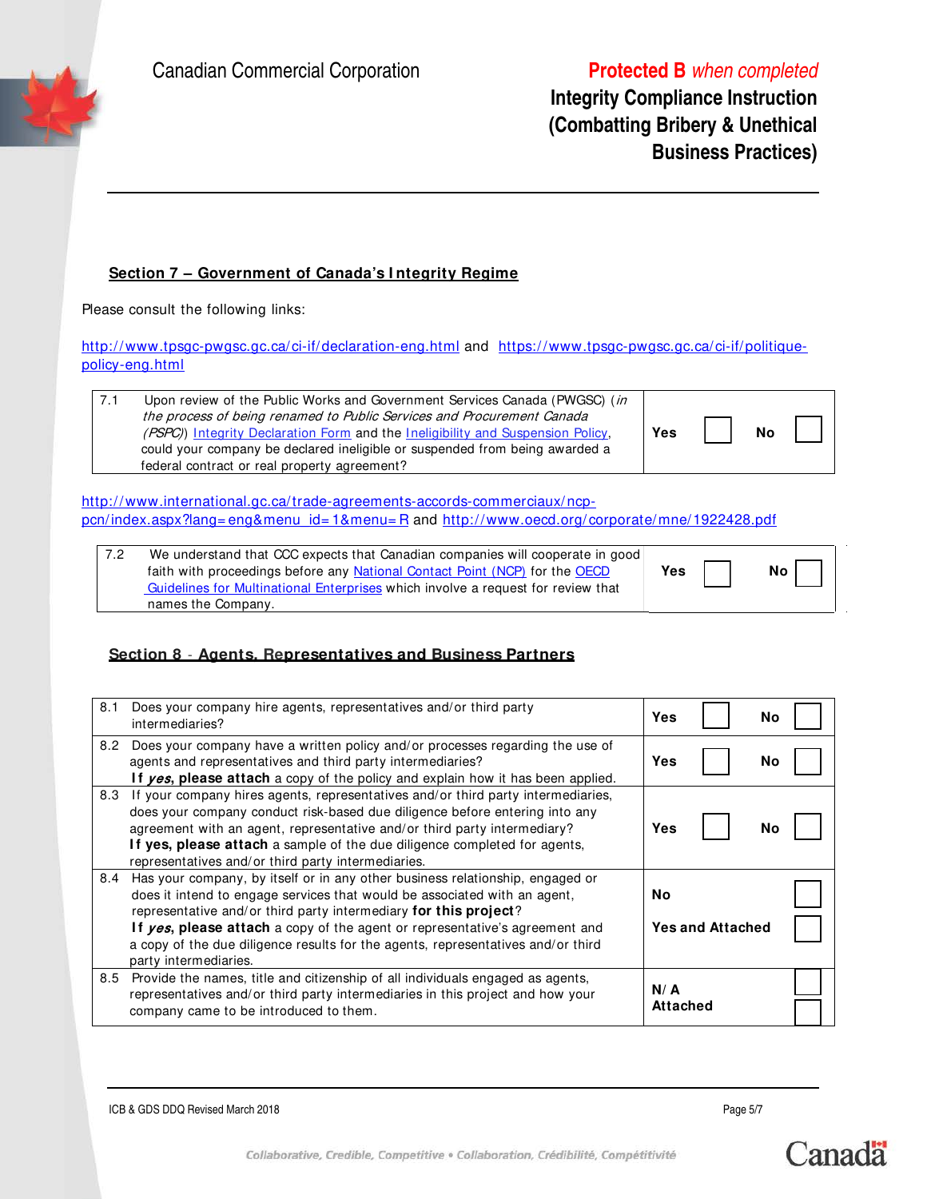Canadian Commercial Corporation

**Protected B** *when completed*

**Integrity Compliance Instruction (Combatting Bribery & Unethical Business Practices)**

## Section 7 – Government of Canada's Integrity Regime

Please consult the following links:

http://www.tpsgc-pwgsc.gc.ca/ci-if/declaration-eng.html and https://www.tpsgc-pwgsc.gc.ca/ci-if/politique-policy-eng.html

| | | |
|---|---|---|
| 7.1 | Upon review of the Public Works and Government Services Canada (PWGSC) (*in the process of being renamed to Public Services and Procurement Canada (PSPC)*) Integrity Declaration Form and the Ineligibility and Suspension Policy, could your company be declared ineligible or suspended from being awarded a federal contract or real property agreement? | **Yes** ☐ **No** ☐ |

http://www.international.gc.ca/trade-agreements-accords-commerciaux/ncp-pcn/index.aspx?lang=eng&menu_id=1&menu=R and http://www.oecd.org/corporate/mne/1922428.pdf

| | | |
|---|---|---|
| 7.2 | We understand that CCC expects that Canadian companies will cooperate in good faith with proceedings before any National Contact Point (NCP) for the OECD Guidelines for Multinational Enterprises which involve a request for review that names the Company. | **Yes** ☐ **No** ☐ |

## Section 8 - Agents, Representatives and Business Partners

| | | |
|---|---|---|
| 8.1 | Does your company hire agents, representatives and/or third party intermediaries? | **Yes** ☐ **No** ☐ |
| 8.2 | Does your company have a written policy and/or processes regarding the use of agents and representatives and third party intermediaries? **If *yes*, please attach** a copy of the policy and explain how it has been applied. | **Yes** ☐ **No** ☐ |
| 8.3 | If your company hires agents, representatives and/or third party intermediaries, does your company conduct risk-based due diligence before entering into any agreement with an agent, representative and/or third party intermediary? **If yes, please attach** a sample of the due diligence completed for agents, representatives and/or third party intermediaries. | **Yes** ☐ **No** ☐ |
| 8.4 | Has your company, by itself or in any other business relationship, engaged or does it intend to engage services that would be associated with an agent, representative and/or third party intermediary **for this project**? **If *yes*, please attach** a copy of the agent or representative's agreement and a copy of the due diligence results for the agents, representatives and/or third party intermediaries. | **No** ☐ **Yes and Attached** ☐ |
| 8.5 | Provide the names, title and citizenship of all individuals engaged as agents, representatives and/or third party intermediaries in this project and how your company came to be introduced to them. | **N/A** ☐ **Attached** ☐ |

ICB & GDS DDQ Revised March 2018

Collaborative, Credible, Competitive • Collaboration, Crédibilité, Compétitivité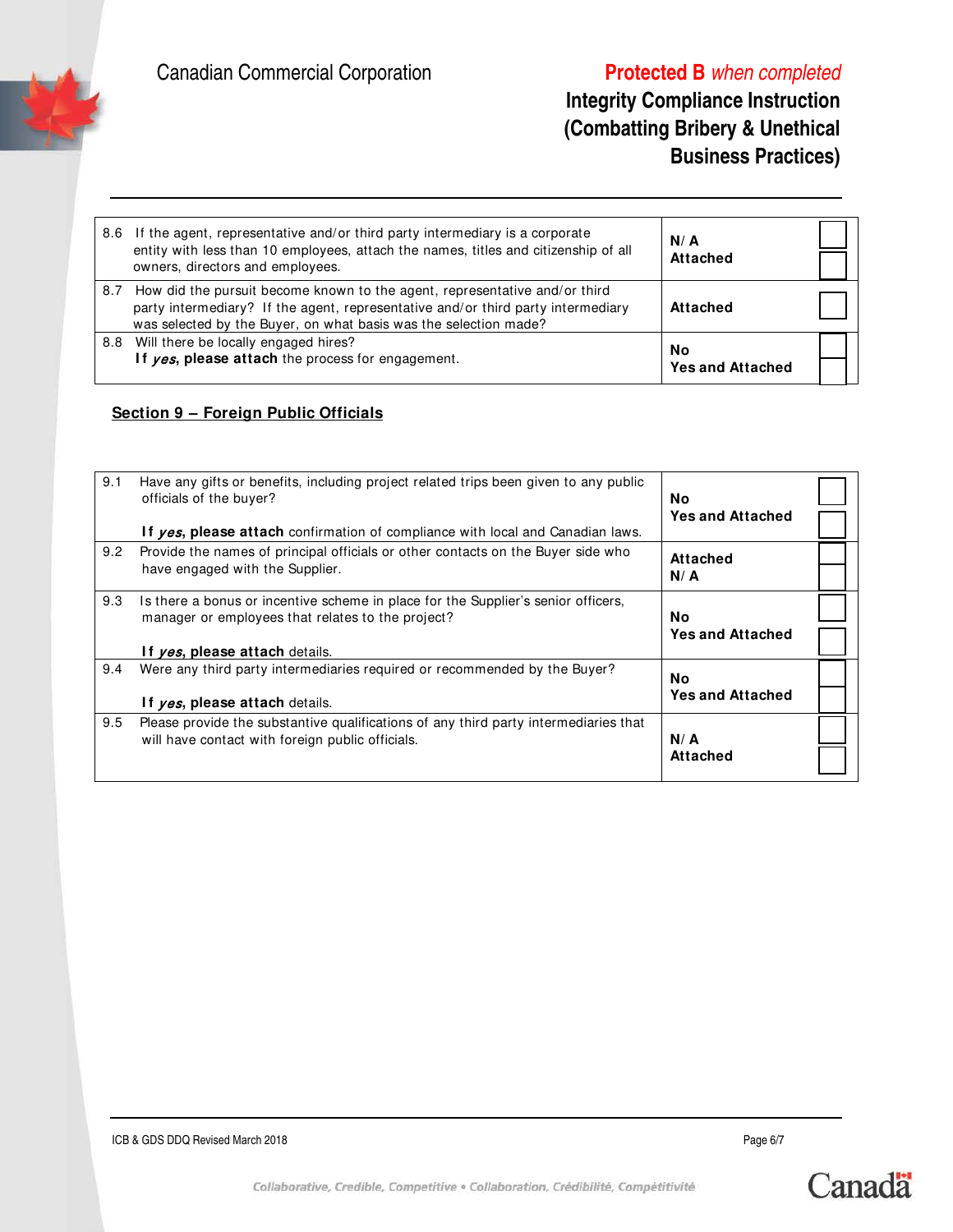| Item | Question | Response | |
|---|---|---|---|
| 8.6 | If the agent, representative and/or third party intermediary is a corporate entity with less than 10 employees, attach the names, titles and citizenship of all owners, directors and employees. | **N/A**<br>**Attached** | ☐<br>☐ |
| 8.7 | How did the pursuit become known to the agent, representative and/or third party intermediary? If the agent, representative and/or third party intermediary was selected by the Buyer, on what basis was the selection made? | **Attached** | ☐ |
| 8.8 | Will there be locally engaged hires?<br>**If *yes*, please attach** the process for engagement. | **No**<br>**Yes and Attached** | ☐<br>☐ |

## Section 9 – Foreign Public Officials

| Item | Question | Response | |
|---|---|---|---|
| 9.1 | Have any gifts or benefits, including project related trips been given to any public officials of the buyer?<br><br>**If *yes*, please attach** confirmation of compliance with local and Canadian laws. | **No**<br>**Yes and Attached** | ☐<br>☐ |
| 9.2 | Provide the names of principal officials or other contacts on the Buyer side who have engaged with the Supplier. | **Attached**<br>**N/A** | ☐<br>☐ |
| 9.3 | Is there a bonus or incentive scheme in place for the Supplier's senior officers, manager or employees that relates to the project?<br><br>**If *yes*, please attach** details. | **No**<br>**Yes and Attached** | ☐<br>☐ |
| 9.4 | Were any third party intermediaries required or recommended by the Buyer?<br><br>**If *yes*, please attach** details. | **No**<br>**Yes and Attached** | ☐<br>☐ |
| 9.5 | Please provide the substantive qualifications of any third party intermediaries that will have contact with foreign public officials. | **N/A**<br>**Attached** | ☐<br>☐ |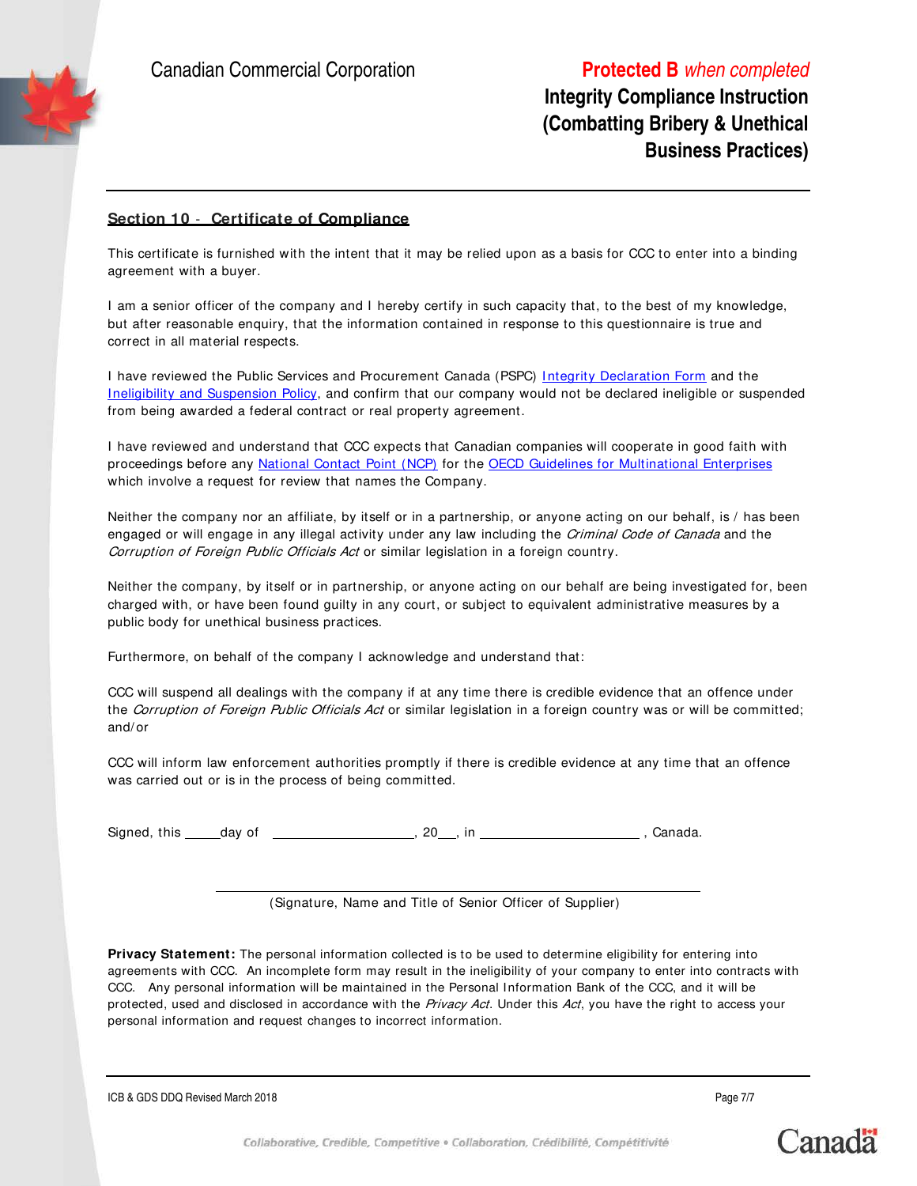## Section 10 - Certificate of Compliance

This certificate is furnished with the intent that it may be relied upon as a basis for CCC to enter into a binding agreement with a buyer.

I am a senior officer of the company and I hereby certify in such capacity that, to the best of my knowledge, but after reasonable enquiry, that the information contained in response to this questionnaire is true and correct in all material respects.

I have reviewed the Public Services and Procurement Canada (PSPC) Integrity Declaration Form and the Ineligibility and Suspension Policy, and confirm that our company would not be declared ineligible or suspended from being awarded a federal contract or real property agreement.

I have reviewed and understand that CCC expects that Canadian companies will cooperate in good faith with proceedings before any National Contact Point (NCP) for the OECD Guidelines for Multinational Enterprises which involve a request for review that names the Company.

Neither the company nor an affiliate, by itself or in a partnership, or anyone acting on our behalf, is / has been engaged or will engage in any illegal activity under any law including the *Criminal Code of Canada* and the *Corruption of Foreign Public Officials Act* or similar legislation in a foreign country.

Neither the company, by itself or in partnership, or anyone acting on our behalf are being investigated for, been charged with, or have been found guilty in any court, or subject to equivalent administrative measures by a public body for unethical business practices.

Furthermore, on behalf of the company I acknowledge and understand that:

CCC will suspend all dealings with the company if at any time there is credible evidence that an offence under the *Corruption of Foreign Public Officials Act* or similar legislation in a foreign country was or will be committed; and/or

CCC will inform law enforcement authorities promptly if there is credible evidence at any time that an offence was carried out or is in the process of being committed.

Signed, this _____day of ___________________, 20___, in _____________________ , Canada.

______________________________________________

(Signature, Name and Title of Senior Officer of Supplier)

**Privacy Statement:** The personal information collected is to be used to determine eligibility for entering into agreements with CCC. An incomplete form may result in the ineligibility of your company to enter into contracts with CCC. Any personal information will be maintained in the Personal Information Bank of the CCC, and it will be protected, used and disclosed in accordance with the *Privacy Act*. Under this *Act*, you have the right to access your personal information and request changes to incorrect information.